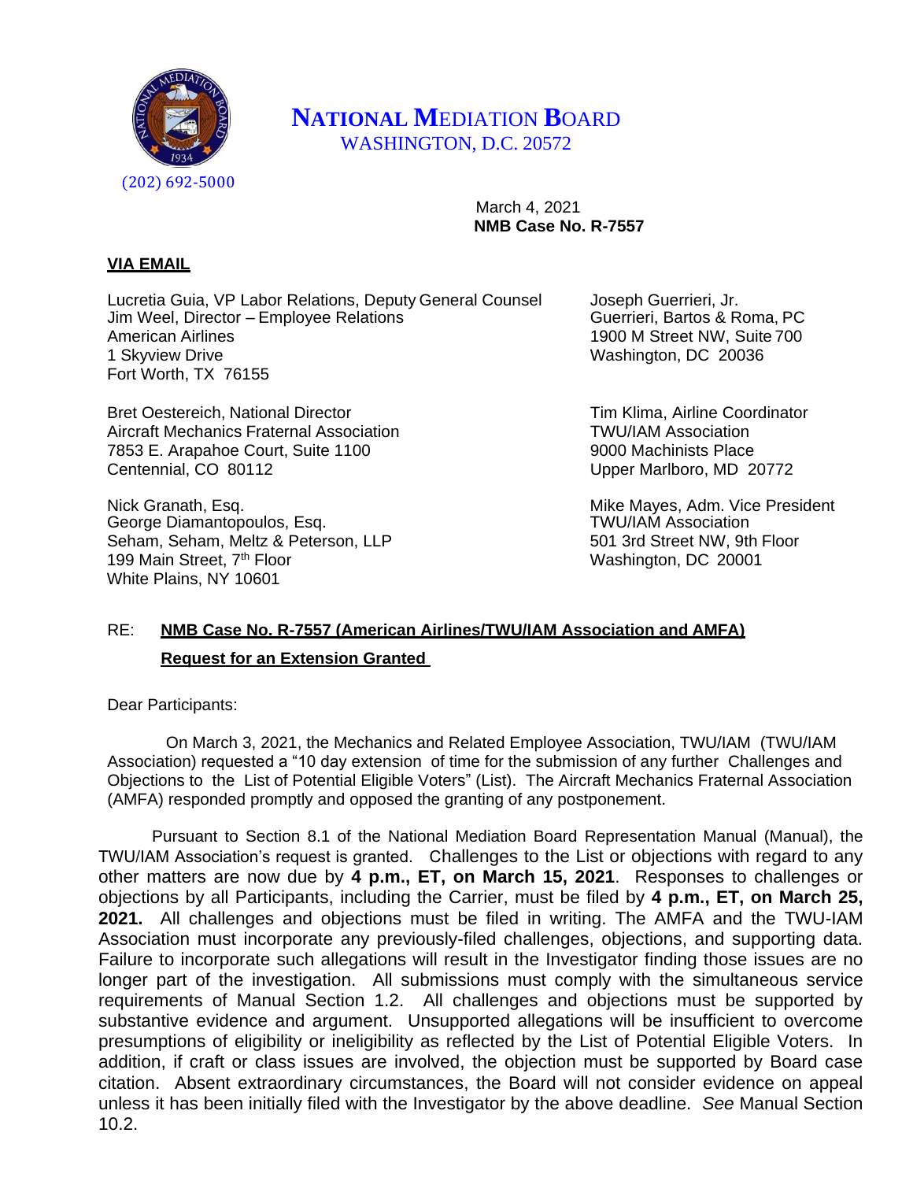**NATIONAL MEDIATION BOARD**
WASHINGTON, D.C. 20572
(202) 692-5000

March 4, 2021
**NMB Case No. R-7557**

**VIA EMAIL**

Lucretia Guia, VP Labor Relations, Deputy General Counsel
Jim Weel, Director – Employee Relations
American Airlines
1 Skyview Drive
Fort Worth, TX 76155

Joseph Guerrieri, Jr.
Guerrieri, Bartos & Roma, PC
1900 M Street NW, Suite 700
Washington, DC 20036

Bret Oestereich, National Director
Aircraft Mechanics Fraternal Association
7853 E. Arapahoe Court, Suite 1100
Centennial, CO 80112

Tim Klima, Airline Coordinator
TWU/IAM Association
9000 Machinists Place
Upper Marlboro, MD 20772

Nick Granath, Esq.
George Diamantopoulos, Esq.
Seham, Seham, Meltz & Peterson, LLP
199 Main Street, 7th Floor
White Plains, NY 10601

Mike Mayes, Adm. Vice President
TWU/IAM Association
501 3rd Street NW, 9th Floor
Washington, DC 20001

RE: **NMB Case No. R-7557 (American Airlines/TWU/IAM Association and AMFA)**
**Request for an Extension Granted**

Dear Participants:

On March 3, 2021, the Mechanics and Related Employee Association, TWU/IAM (TWU/IAM Association) requested a "10 day extension of time for the submission of any further Challenges and Objections to the List of Potential Eligible Voters" (List). The Aircraft Mechanics Fraternal Association (AMFA) responded promptly and opposed the granting of any postponement.

Pursuant to Section 8.1 of the National Mediation Board Representation Manual (Manual), the TWU/IAM Association's request is granted. Challenges to the List or objections with regard to any other matters are now due by **4 p.m., ET, on March 15, 2021**. Responses to challenges or objections by all Participants, including the Carrier, must be filed by **4 p.m., ET, on March 25, 2021.** All challenges and objections must be filed in writing. The AMFA and the TWU-IAM Association must incorporate any previously-filed challenges, objections, and supporting data. Failure to incorporate such allegations will result in the Investigator finding those issues are no longer part of the investigation. All submissions must comply with the simultaneous service requirements of Manual Section 1.2. All challenges and objections must be supported by substantive evidence and argument. Unsupported allegations will be insufficient to overcome presumptions of eligibility or ineligibility as reflected by the List of Potential Eligible Voters. In addition, if craft or class issues are involved, the objection must be supported by Board case citation. Absent extraordinary circumstances, the Board will not consider evidence on appeal unless it has been initially filed with the Investigator by the above deadline. *See* Manual Section 10.2.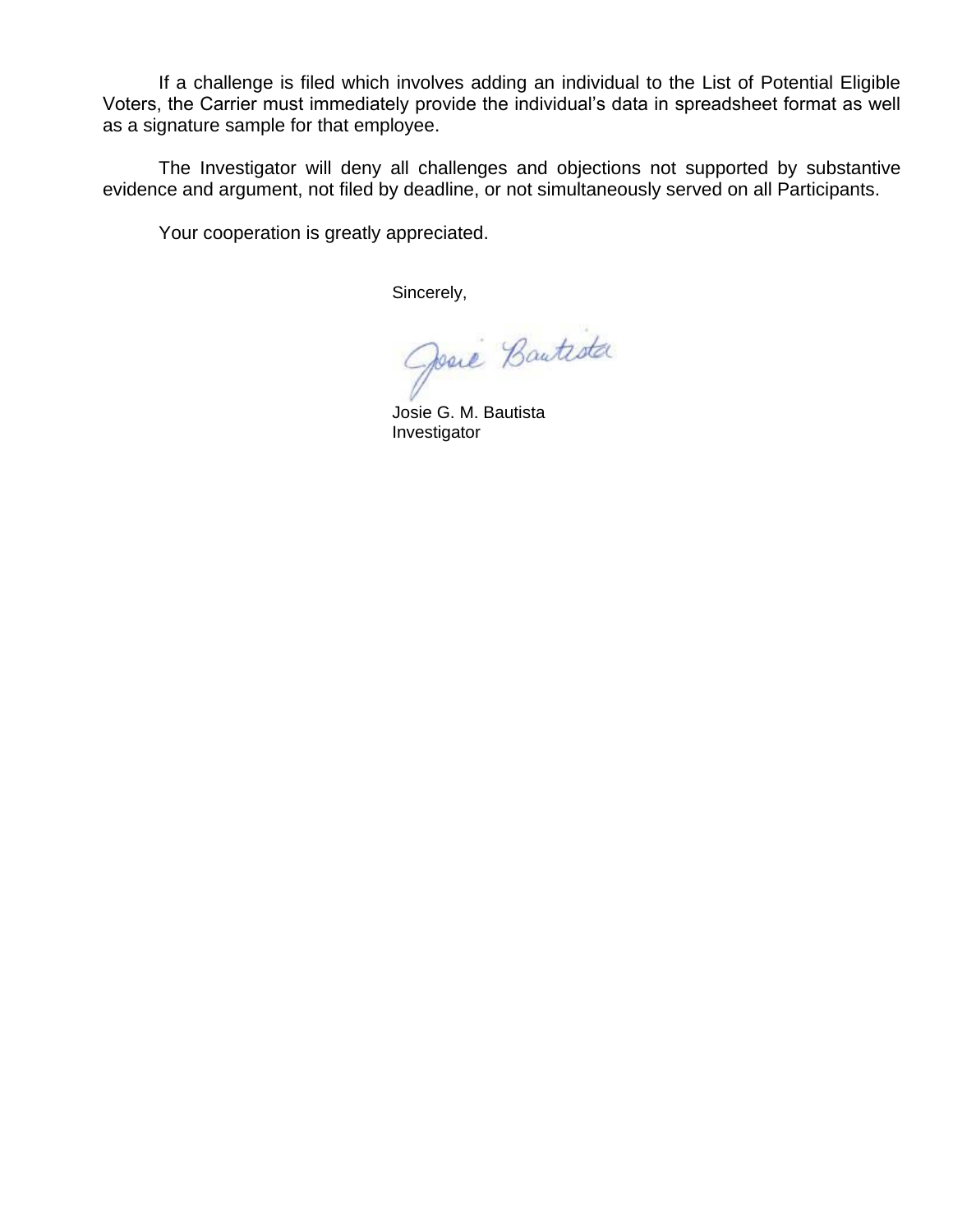If a challenge is filed which involves adding an individual to the List of Potential Eligible Voters, the Carrier must immediately provide the individual's data in spreadsheet format as well as a signature sample for that employee.

The Investigator will deny all challenges and objections not supported by substantive evidence and argument, not filed by deadline, or not simultaneously served on all Participants.

Your cooperation is greatly appreciated.

Sincerely,

Josie G. M. Bautista
Investigator